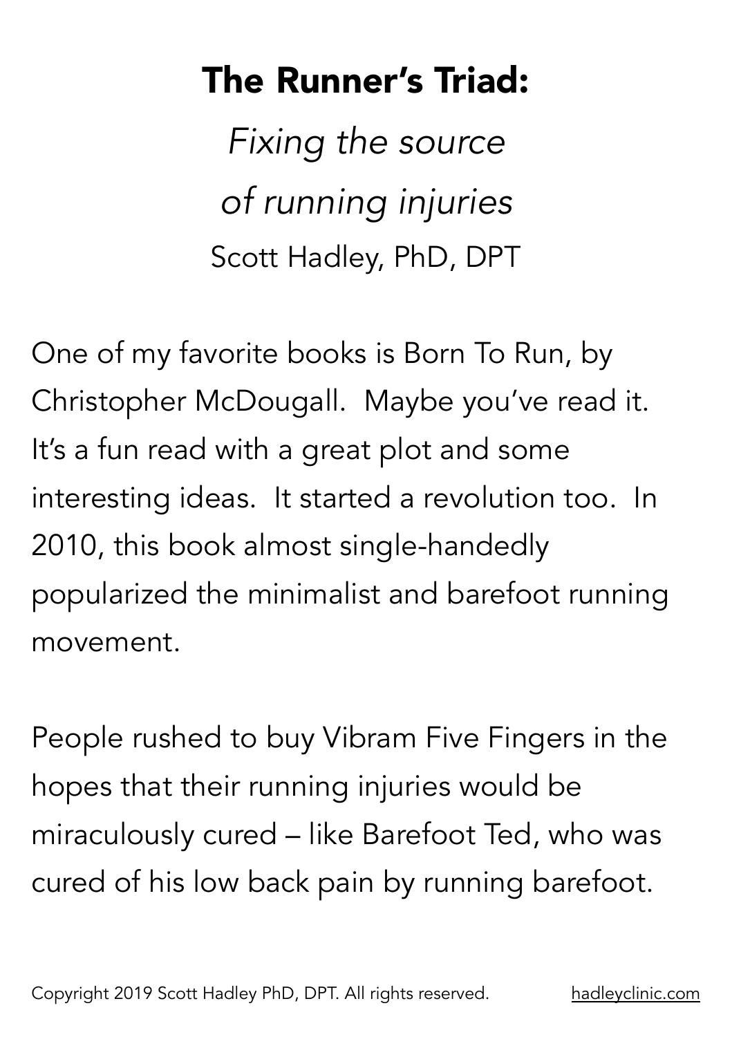# The Runner's Triad:

*Fixing the source of running injuries*

Scott Hadley, PhD, DPT

One of my favorite books is Born To Run, by Christopher McDougall. Maybe you've read it. It's a fun read with a great plot and some interesting ideas. It started a revolution too. In 2010, this book almost single-handedly popularized the minimalist and barefoot running movement.

People rushed to buy Vibram Five Fingers in the hopes that their running injuries would be miraculously cured – like Barefoot Ted, who was cured of his low back pain by running barefoot.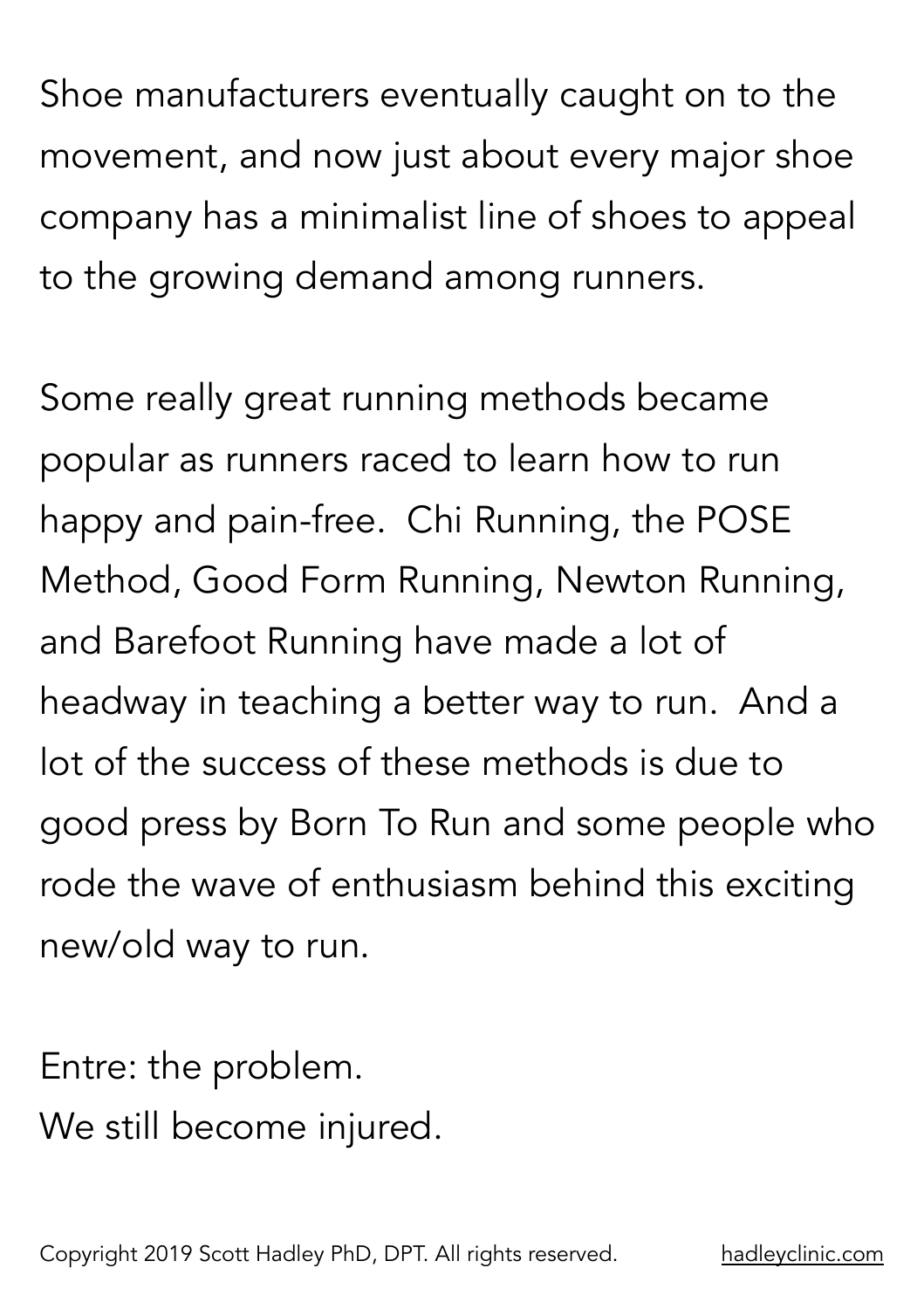Shoe manufacturers eventually caught on to the movement, and now just about every major shoe company has a minimalist line of shoes to appeal to the growing demand among runners.

Some really great running methods became popular as runners raced to learn how to run happy and pain-free. Chi Running, the POSE Method, Good Form Running, Newton Running, and Barefoot Running have made a lot of headway in teaching a better way to run. And a lot of the success of these methods is due to good press by Born To Run and some people who rode the wave of enthusiasm behind this exciting new/old way to run.

Entre: the problem.
We still become injured.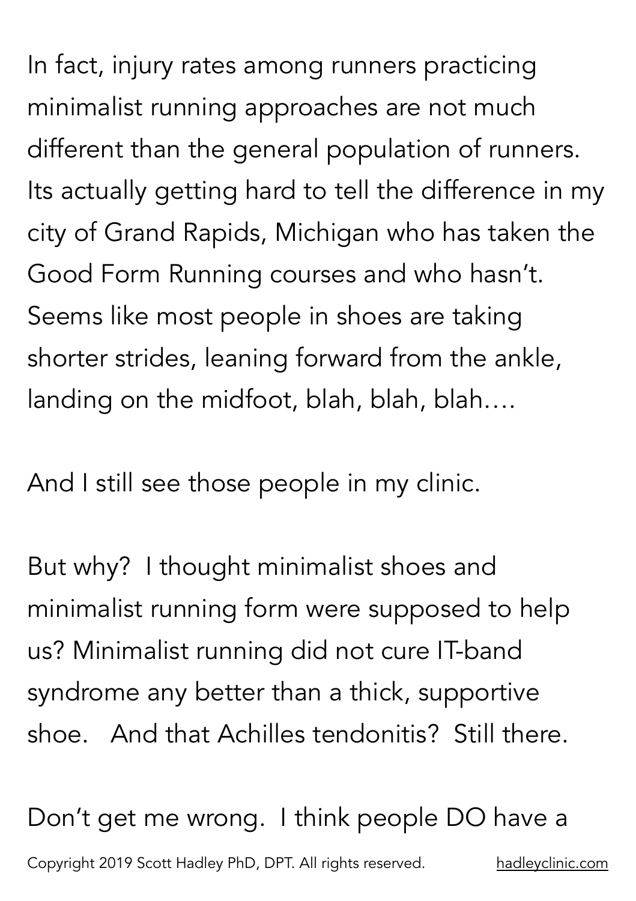In fact, injury rates among runners practicing minimalist running approaches are not much different than the general population of runners. Its actually getting hard to tell the difference in my city of Grand Rapids, Michigan who has taken the Good Form Running courses and who hasn't. Seems like most people in shoes are taking shorter strides, leaning forward from the ankle, landing on the midfoot, blah, blah, blah….

And I still see those people in my clinic.

But why? I thought minimalist shoes and minimalist running form were supposed to help us? Minimalist running did not cure IT-band syndrome any better than a thick, supportive shoe. And that Achilles tendonitis? Still there.

Don't get me wrong. I think people DO have a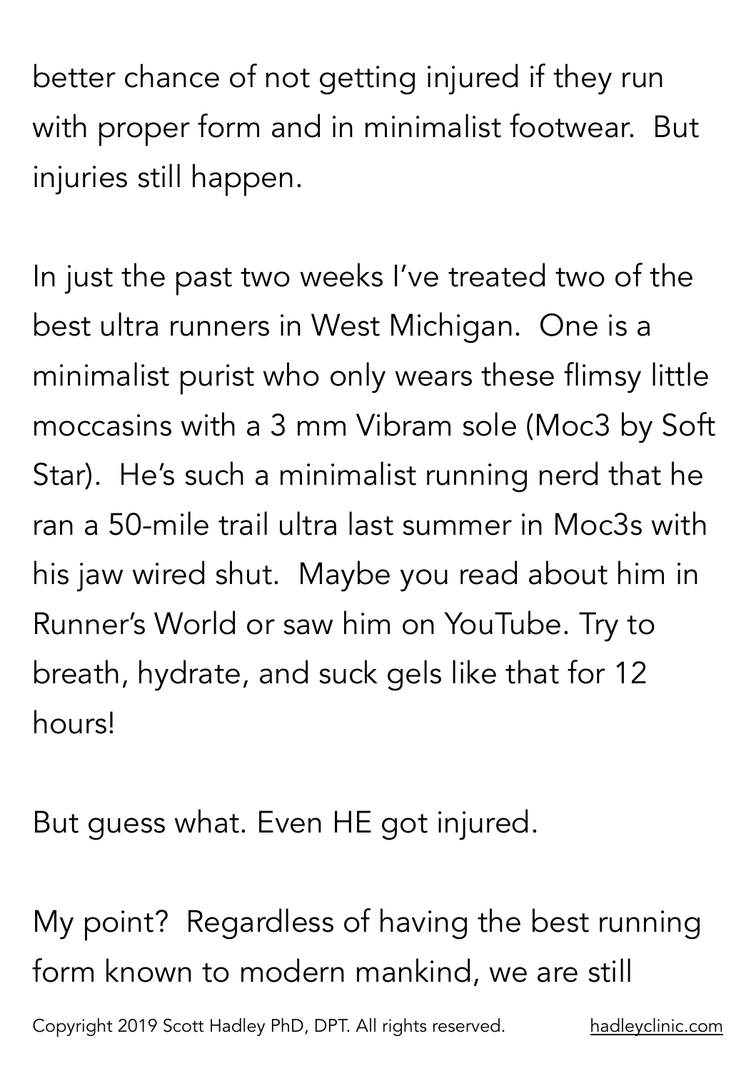better chance of not getting injured if they run with proper form and in minimalist footwear. But injuries still happen.

In just the past two weeks I've treated two of the best ultra runners in West Michigan. One is a minimalist purist who only wears these flimsy little moccasins with a 3 mm Vibram sole (Moc3 by Soft Star). He's such a minimalist running nerd that he ran a 50-mile trail ultra last summer in Moc3s with his jaw wired shut. Maybe you read about him in Runner's World or saw him on YouTube. Try to breath, hydrate, and suck gels like that for 12 hours!

But guess what. Even HE got injured.

My point? Regardless of having the best running form known to modern mankind, we are still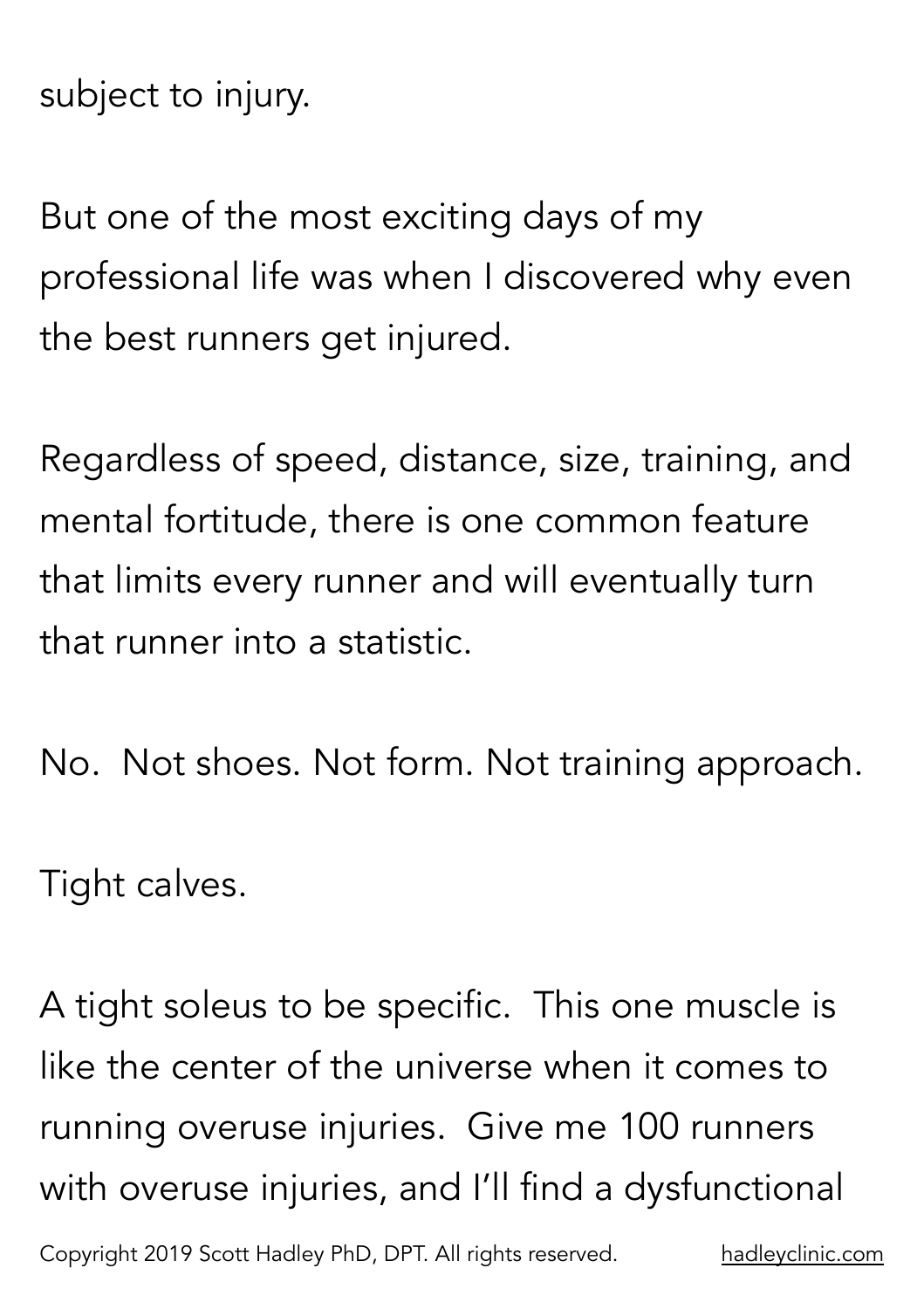subject to injury.

But one of the most exciting days of my professional life was when I discovered why even the best runners get injured.

Regardless of speed, distance, size, training, and mental fortitude, there is one common feature that limits every runner and will eventually turn that runner into a statistic.

No. Not shoes. Not form. Not training approach.

Tight calves.

A tight soleus to be specific. This one muscle is like the center of the universe when it comes to running overuse injuries. Give me 100 runners with overuse injuries, and I'll find a dysfunctional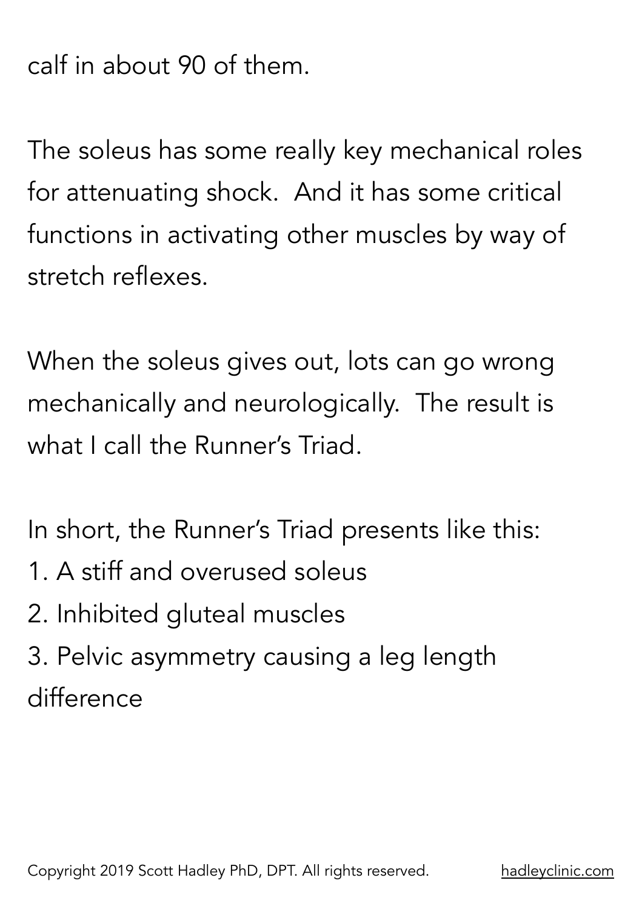calf in about 90 of them.

The soleus has some really key mechanical roles for attenuating shock.  And it has some critical functions in activating other muscles by way of stretch reflexes.

When the soleus gives out, lots can go wrong mechanically and neurologically.  The result is what I call the Runner's Triad.

In short, the Runner's Triad presents like this:

1. A stiff and overused soleus
2. Inhibited gluteal muscles
3. Pelvic asymmetry causing a leg length difference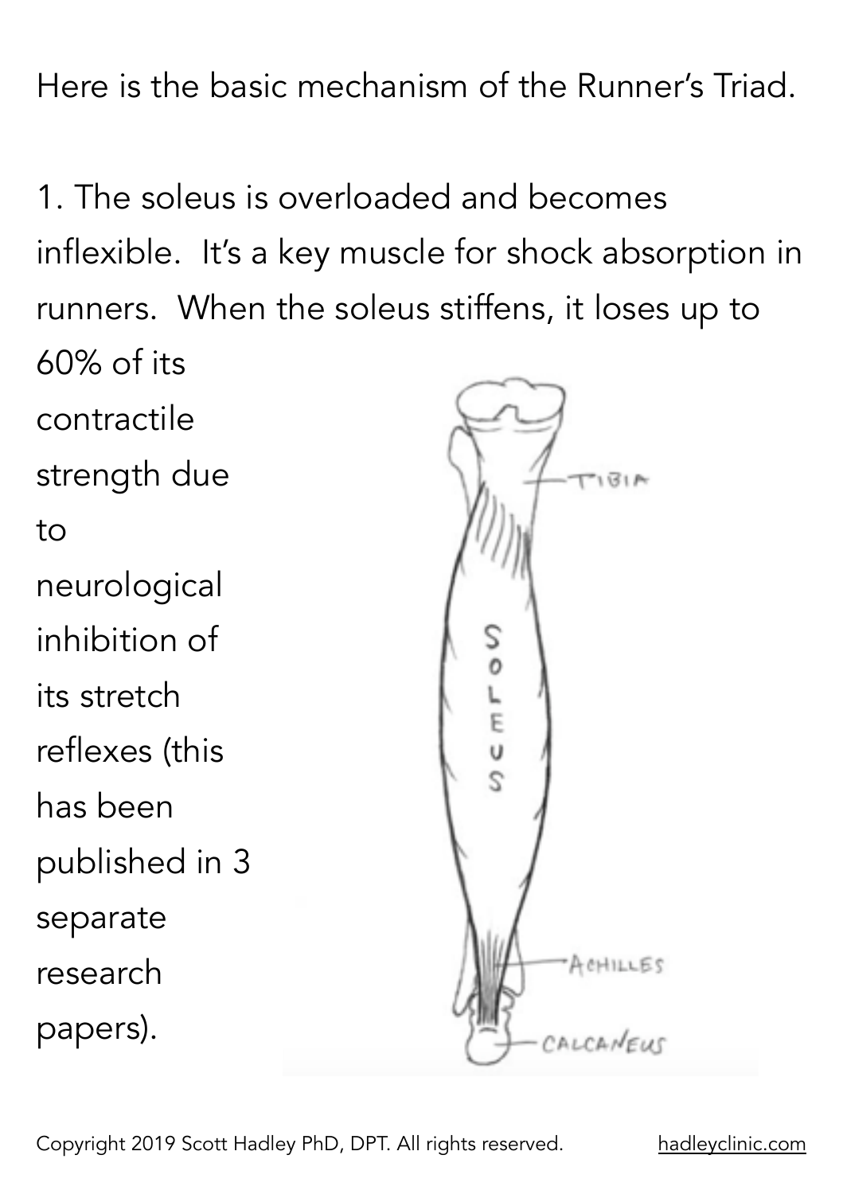Here is the basic mechanism of the Runner's Triad.

1. The soleus is overloaded and becomes inflexible. It's a key muscle for shock absorption in runners. When the soleus stiffens, it loses up to 60% of its contractile strength due to neurological inhibition of its stretch reflexes (this has been published in 3 separate research papers).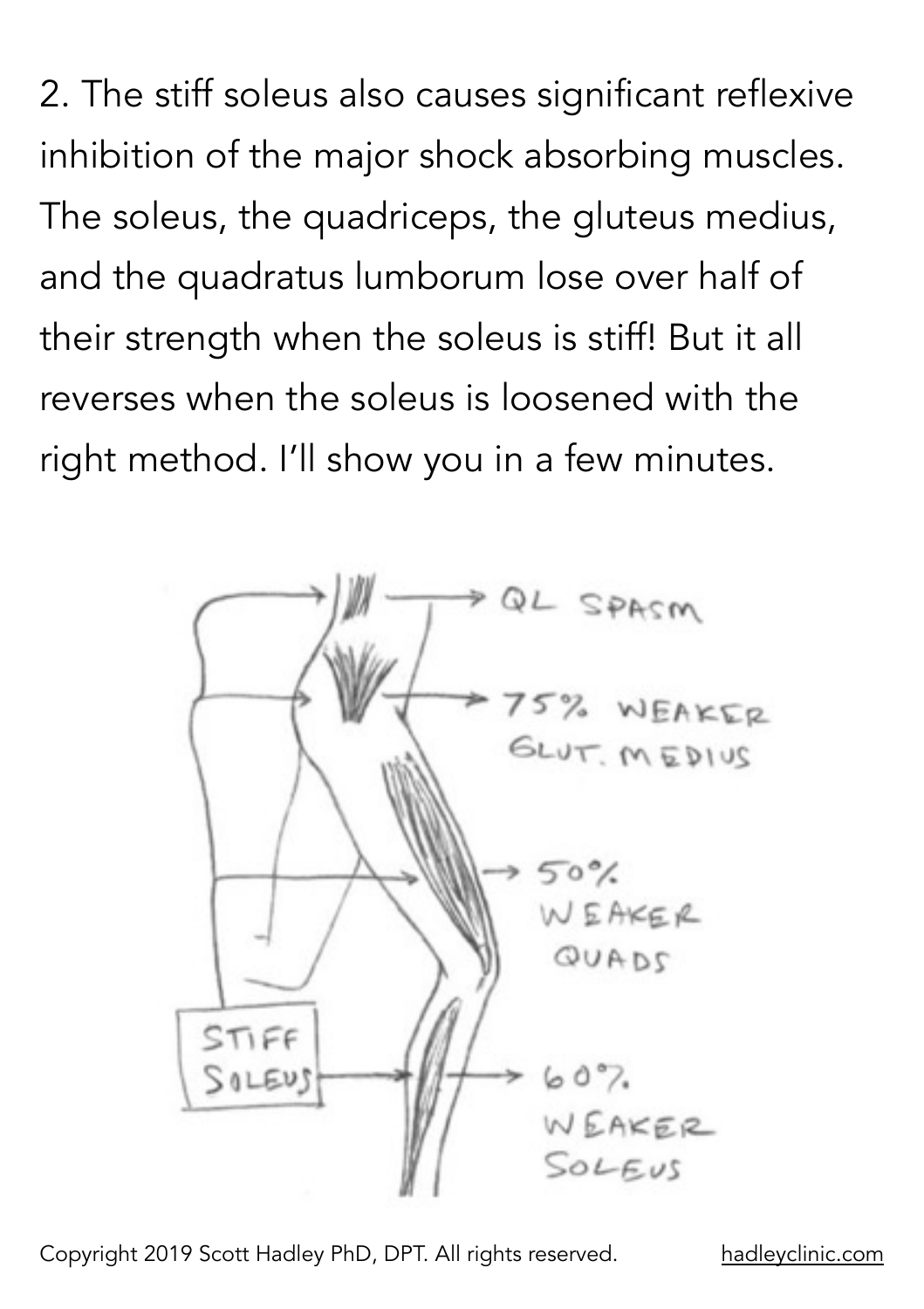2. The stiff soleus also causes significant reflexive inhibition of the major shock absorbing muscles. The soleus, the quadriceps, the gluteus medius, and the quadratus lumborum lose over half of their strength when the soleus is stiff! But it all reverses when the soleus is loosened with the right method. I'll show you in a few minutes.

QL SPASM

75% WEAKER GLUT. MEDIUS

50% WEAKER QUADS

STIFF SOLEUS

60% WEAKER SOLEUS

Copyright 2019 Scott Hadley PhD, DPT. All rights reserved. hadleyclinic.com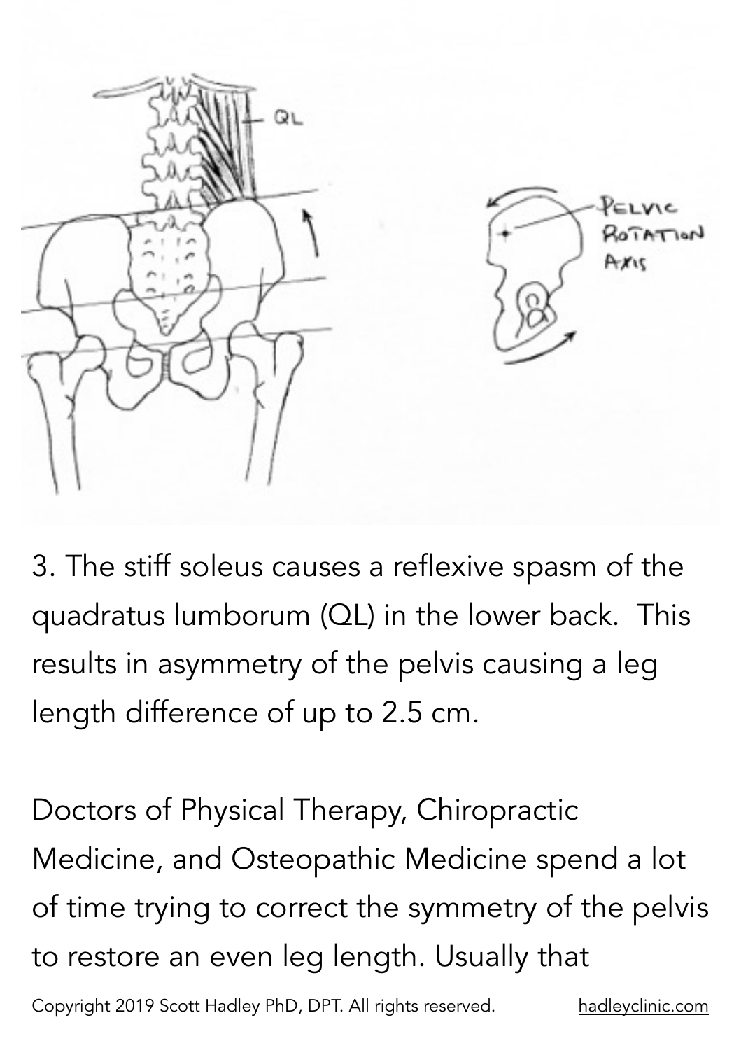3. The stiff soleus causes a reflexive spasm of the quadratus lumborum (QL) in the lower back.  This results in asymmetry of the pelvis causing a leg length difference of up to 2.5 cm.

Doctors of Physical Therapy, Chiropractic Medicine, and Osteopathic Medicine spend a lot of time trying to correct the symmetry of the pelvis to restore an even leg length. Usually that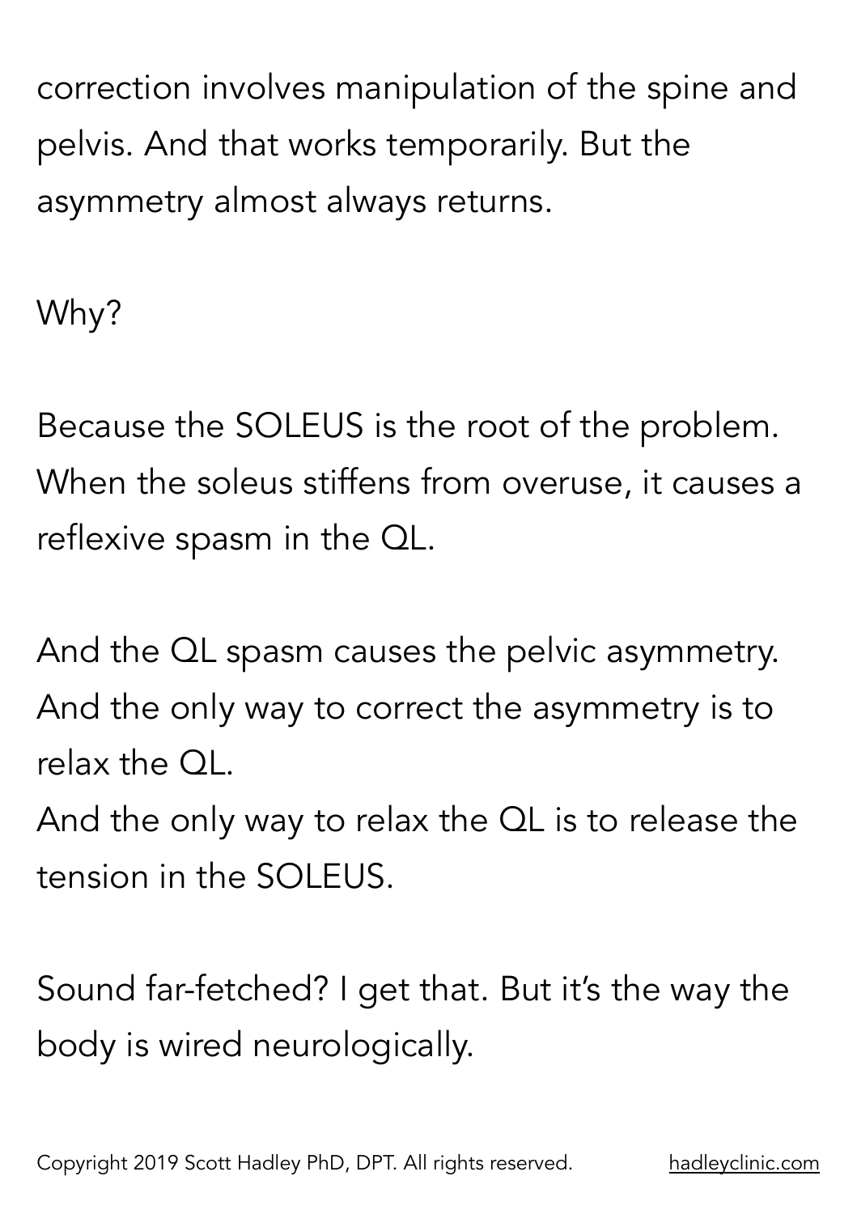correction involves manipulation of the spine and pelvis. And that works temporarily. But the asymmetry almost always returns.

Why?

Because the SOLEUS is the root of the problem. When the soleus stiffens from overuse, it causes a reflexive spasm in the QL.

And the QL spasm causes the pelvic asymmetry. And the only way to correct the asymmetry is to relax the QL.
And the only way to relax the QL is to release the tension in the SOLEUS.

Sound far-fetched? I get that. But it's the way the body is wired neurologically.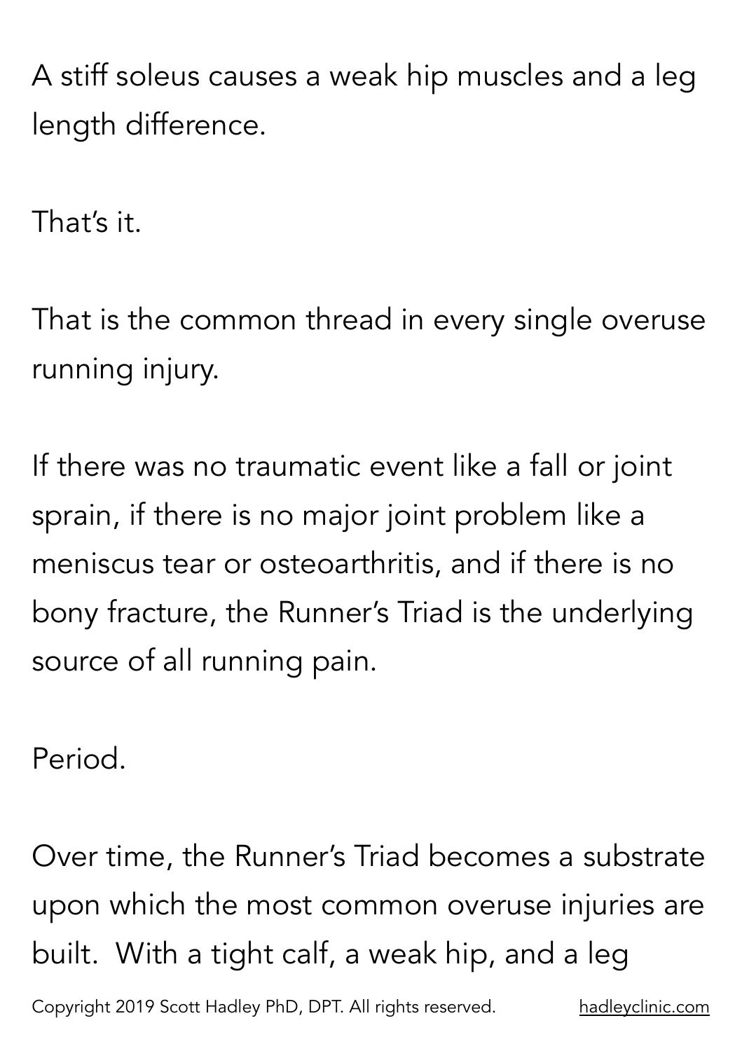A stiff soleus causes a weak hip muscles and a leg length difference.

That's it.

That is the common thread in every single overuse running injury.

If there was no traumatic event like a fall or joint sprain, if there is no major joint problem like a meniscus tear or osteoarthritis, and if there is no bony fracture, the Runner's Triad is the underlying source of all running pain.

Period.

Over time, the Runner's Triad becomes a substrate upon which the most common overuse injuries are built. With a tight calf, a weak hip, and a leg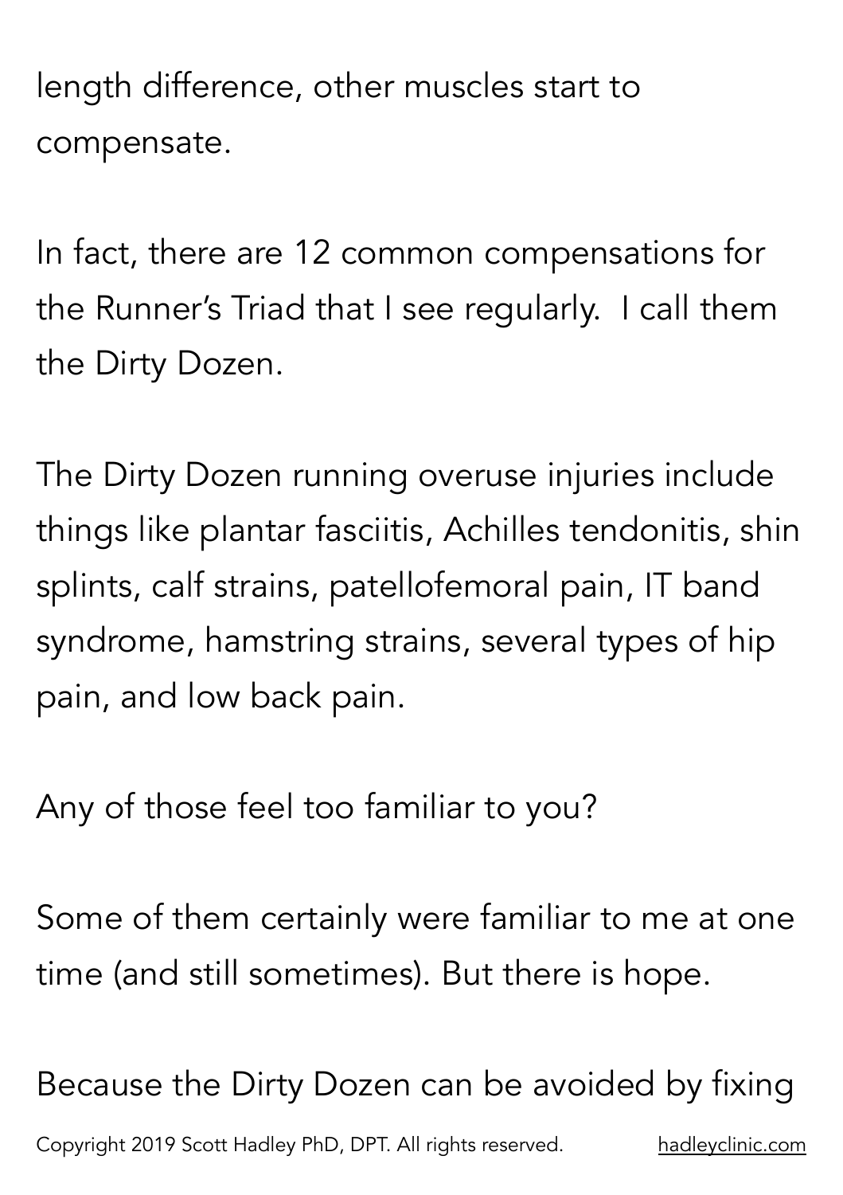length difference, other muscles start to compensate.

In fact, there are 12 common compensations for the Runner's Triad that I see regularly.  I call them the Dirty Dozen.

The Dirty Dozen running overuse injuries include things like plantar fasciitis, Achilles tendonitis, shin splints, calf strains, patellofemoral pain, IT band syndrome, hamstring strains, several types of hip pain, and low back pain.

Any of those feel too familiar to you?

Some of them certainly were familiar to me at one time (and still sometimes). But there is hope.

Because the Dirty Dozen can be avoided by fixing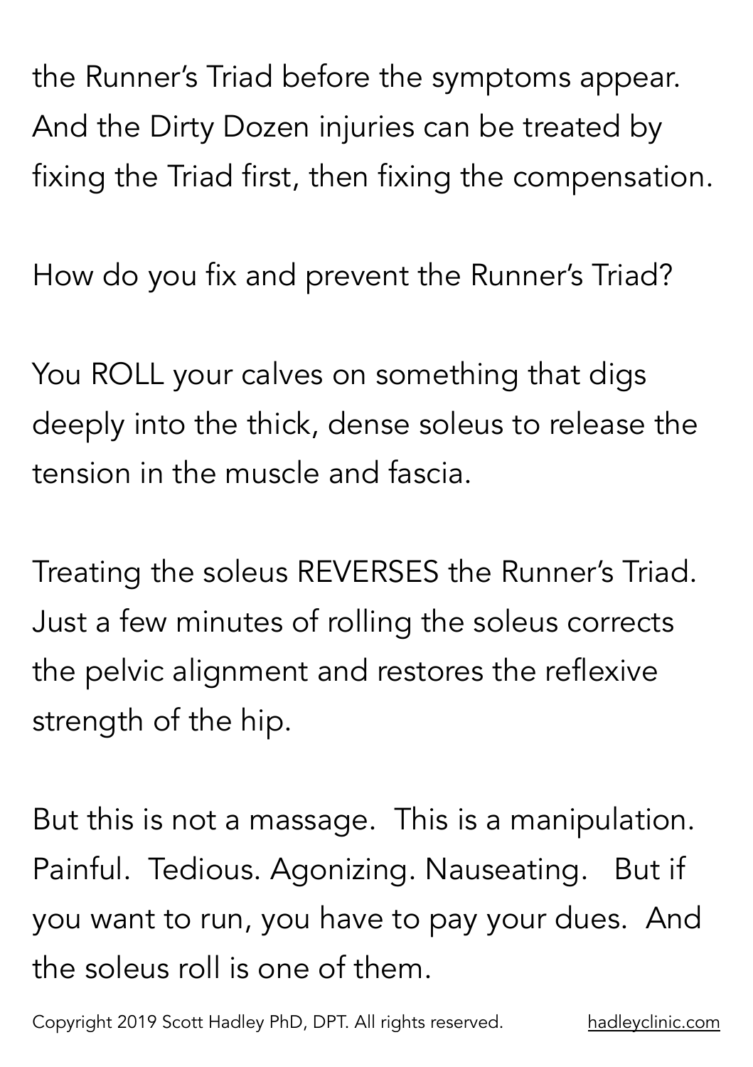the Runner's Triad before the symptoms appear. And the Dirty Dozen injuries can be treated by fixing the Triad first, then fixing the compensation.

How do you fix and prevent the Runner's Triad?

You ROLL your calves on something that digs deeply into the thick, dense soleus to release the tension in the muscle and fascia.

Treating the soleus REVERSES the Runner's Triad. Just a few minutes of rolling the soleus corrects the pelvic alignment and restores the reflexive strength of the hip.

But this is not a massage. This is a manipulation. Painful. Tedious. Agonizing. Nauseating. But if you want to run, you have to pay your dues. And the soleus roll is one of them.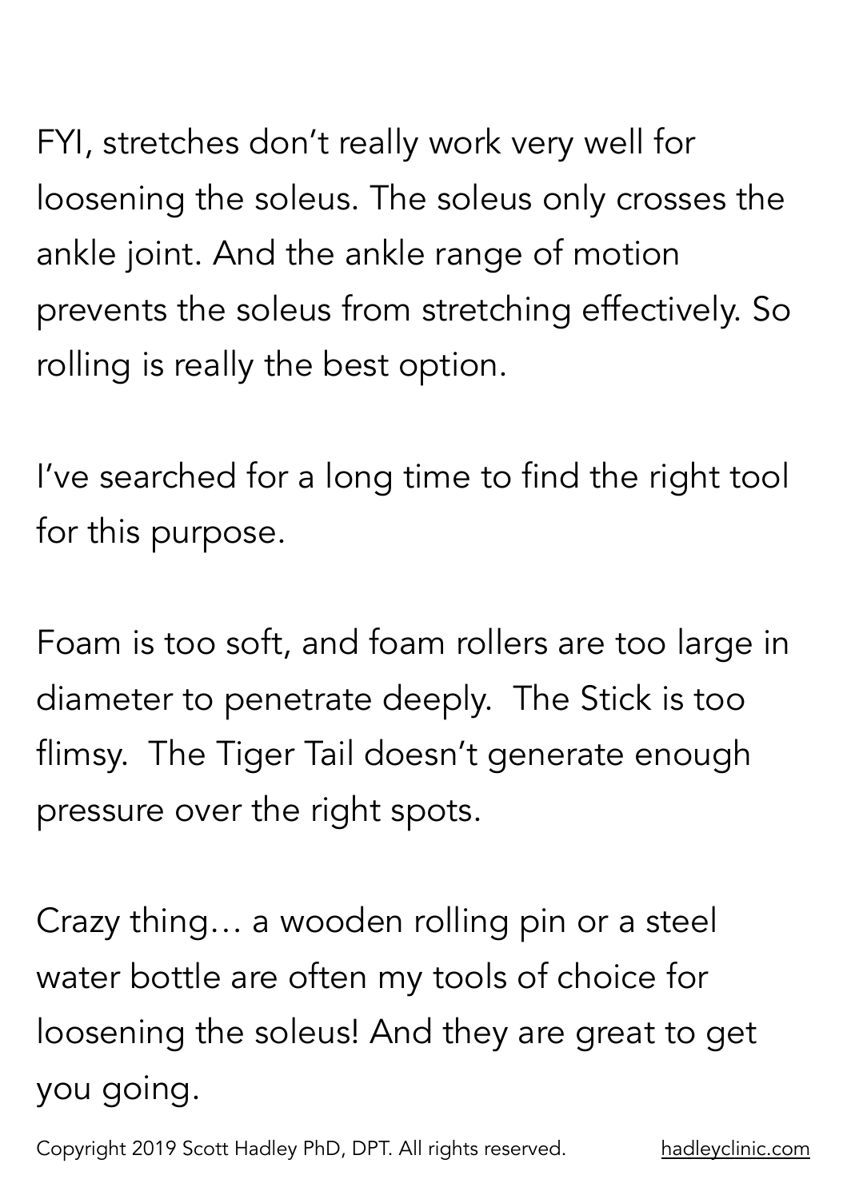FYI, stretches don't really work very well for loosening the soleus. The soleus only crosses the ankle joint. And the ankle range of motion prevents the soleus from stretching effectively. So rolling is really the best option.

I've searched for a long time to find the right tool for this purpose.

Foam is too soft, and foam rollers are too large in diameter to penetrate deeply.  The Stick is too flimsy.  The Tiger Tail doesn't generate enough pressure over the right spots.

Crazy thing… a wooden rolling pin or a steel water bottle are often my tools of choice for loosening the soleus! And they are great to get you going.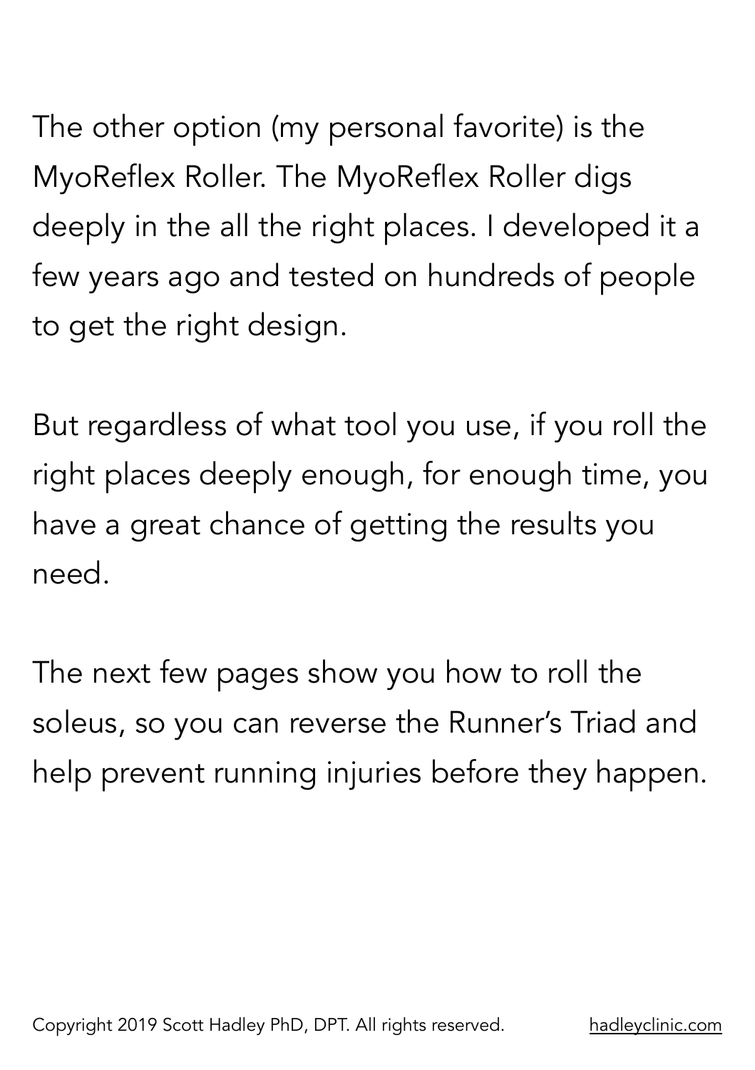The other option (my personal favorite) is the MyoReflex Roller. The MyoReflex Roller digs deeply in the all the right places. I developed it a few years ago and tested on hundreds of people to get the right design.

But regardless of what tool you use, if you roll the right places deeply enough, for enough time, you have a great chance of getting the results you need.

The next few pages show you how to roll the soleus, so you can reverse the Runner's Triad and help prevent running injuries before they happen.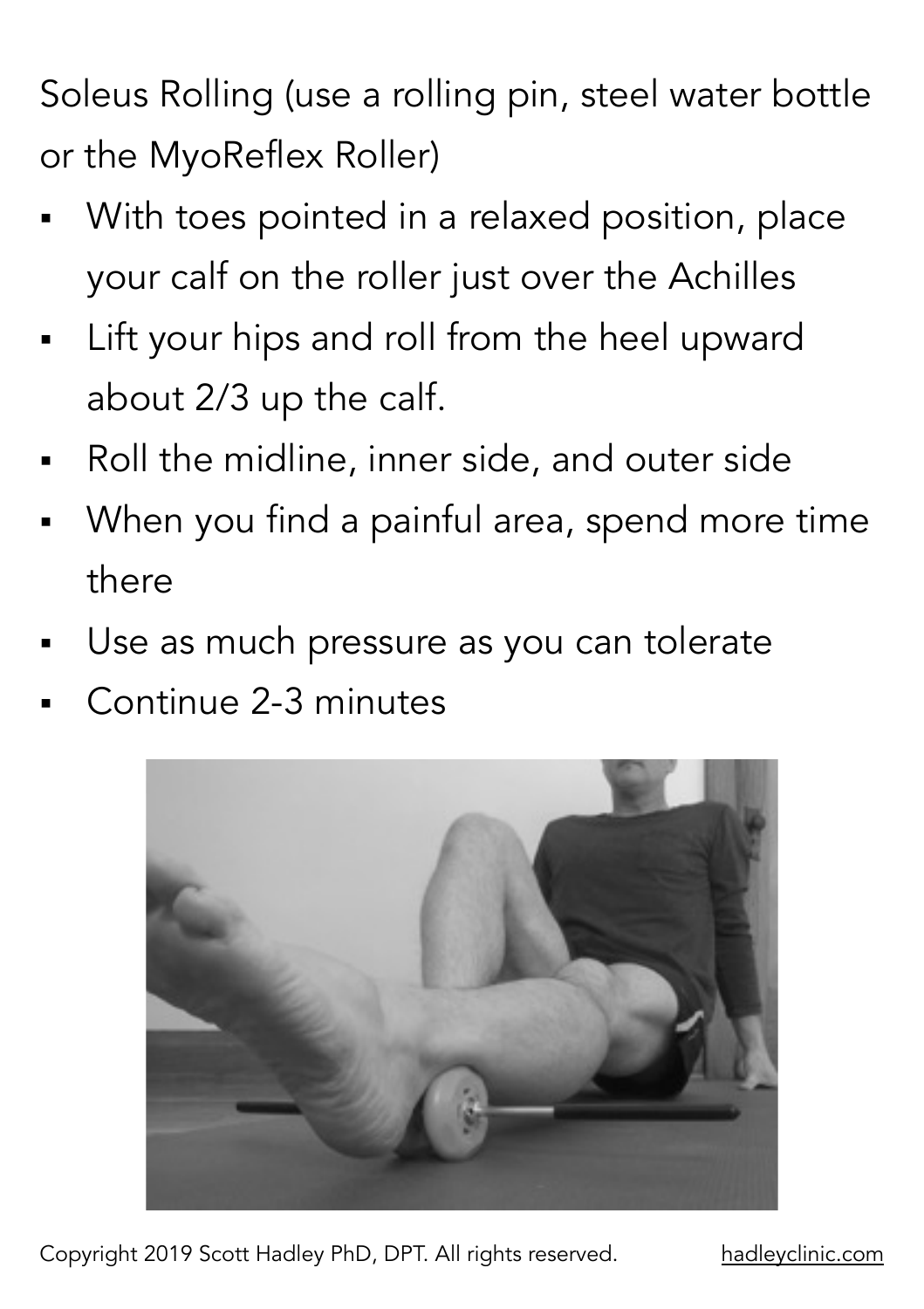Soleus Rolling (use a rolling pin, steel water bottle or the MyoReflex Roller)

- With toes pointed in a relaxed position, place your calf on the roller just over the Achilles
- Lift your hips and roll from the heel upward about 2/3 up the calf.
- Roll the midline, inner side, and outer side
- When you find a painful area, spend more time there
- Use as much pressure as you can tolerate
- Continue 2-3 minutes

Copyright 2019 Scott Hadley PhD, DPT. All rights reserved. hadleyclinic.com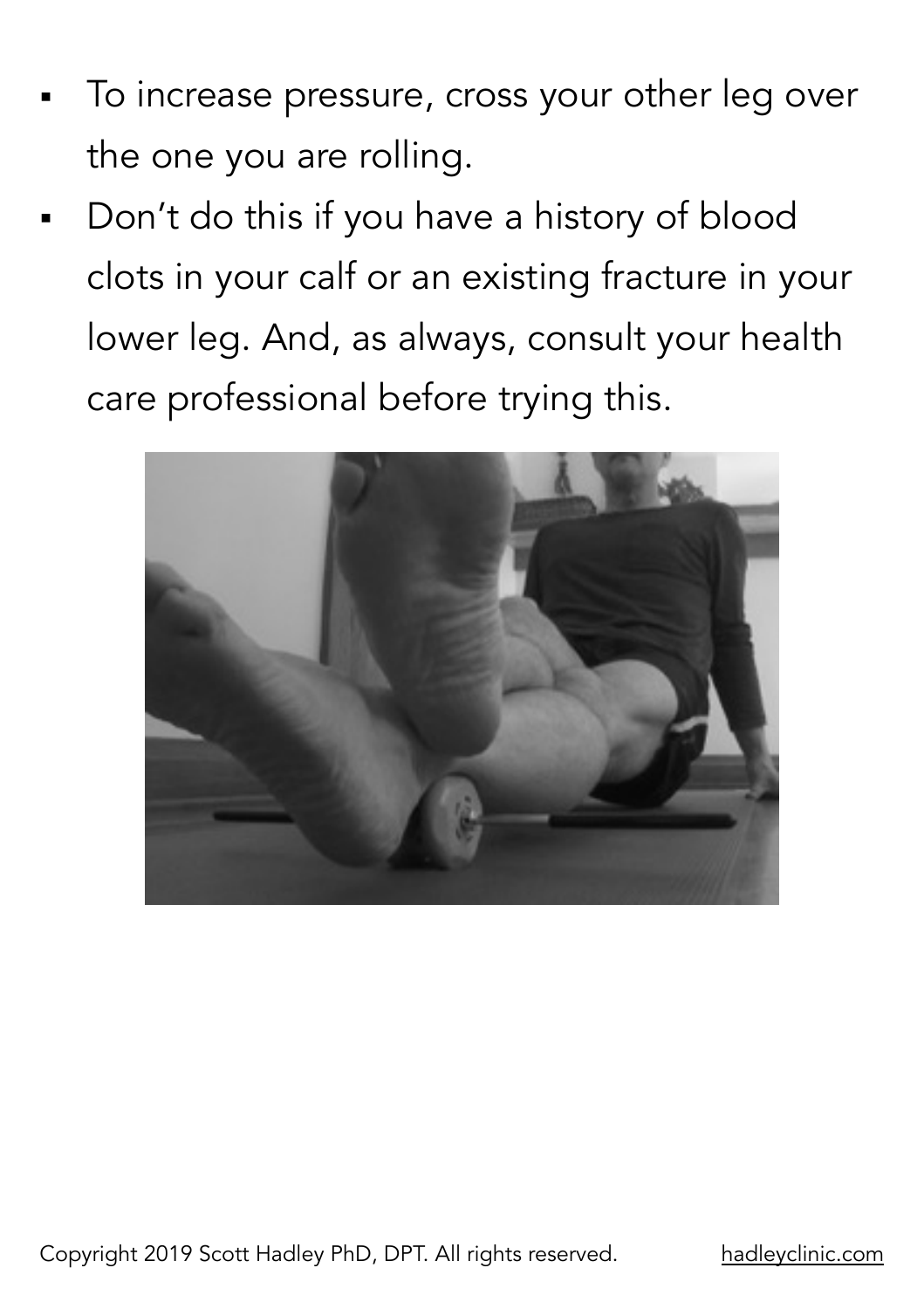- To increase pressure, cross your other leg over the one you are rolling.
- Don't do this if you have a history of blood clots in your calf or an existing fracture in your lower leg. And, as always, consult your health care professional before trying this.